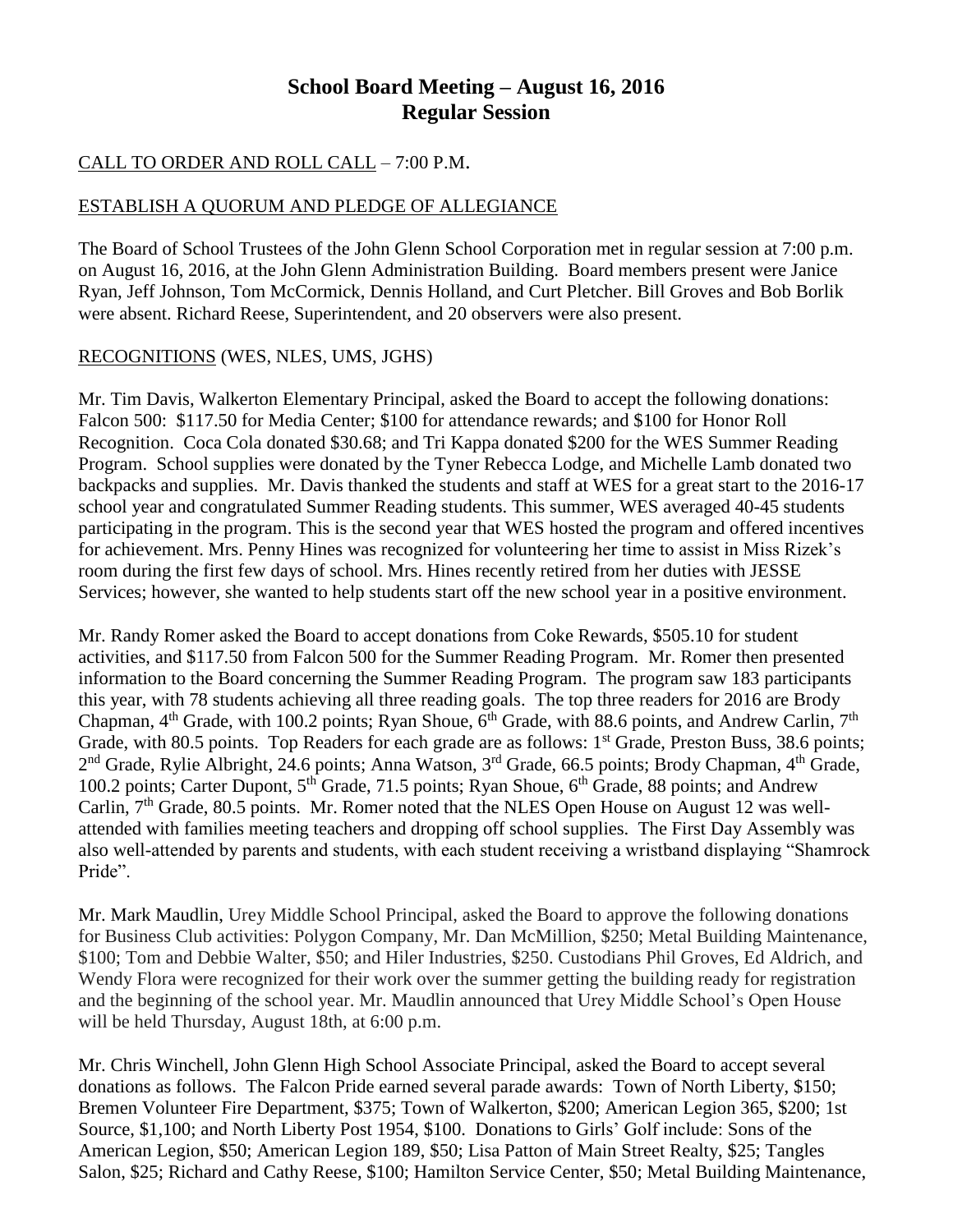# School Board Meeting – August 16, 2016
## Regular Session

CALL TO ORDER AND ROLL CALL – 7:00 P.M.

ESTABLISH A QUORUM AND PLEDGE OF ALLEGIANCE

The Board of School Trustees of the John Glenn School Corporation met in regular session at 7:00 p.m. on August 16, 2016, at the John Glenn Administration Building. Board members present were Janice Ryan, Jeff Johnson, Tom McCormick, Dennis Holland, and Curt Pletcher. Bill Groves and Bob Borlik were absent. Richard Reese, Superintendent, and 20 observers were also present.

RECOGNITIONS (WES, NLES, UMS, JGHS)

Mr. Tim Davis, Walkerton Elementary Principal, asked the Board to accept the following donations: Falcon 500: $117.50 for Media Center; $100 for attendance rewards; and $100 for Honor Roll Recognition. Coca Cola donated $30.68; and Tri Kappa donated $200 for the WES Summer Reading Program. School supplies were donated by the Tyner Rebecca Lodge, and Michelle Lamb donated two backpacks and supplies. Mr. Davis thanked the students and staff at WES for a great start to the 2016-17 school year and congratulated Summer Reading students. This summer, WES averaged 40-45 students participating in the program. This is the second year that WES hosted the program and offered incentives for achievement. Mrs. Penny Hines was recognized for volunteering her time to assist in Miss Rizek's room during the first few days of school. Mrs. Hines recently retired from her duties with JESSE Services; however, she wanted to help students start off the new school year in a positive environment.

Mr. Randy Romer asked the Board to accept donations from Coke Rewards, $505.10 for student activities, and $117.50 from Falcon 500 for the Summer Reading Program. Mr. Romer then presented information to the Board concerning the Summer Reading Program. The program saw 183 participants this year, with 78 students achieving all three reading goals. The top three readers for 2016 are Brody Chapman, 4th Grade, with 100.2 points; Ryan Shoue, 6th Grade, with 88.6 points, and Andrew Carlin, 7th Grade, with 80.5 points. Top Readers for each grade are as follows: 1st Grade, Preston Buss, 38.6 points; 2nd Grade, Rylie Albright, 24.6 points; Anna Watson, 3rd Grade, 66.5 points; Brody Chapman, 4th Grade, 100.2 points; Carter Dupont, 5th Grade, 71.5 points; Ryan Shoue, 6th Grade, 88 points; and Andrew Carlin, 7th Grade, 80.5 points. Mr. Romer noted that the NLES Open House on August 12 was well-attended with families meeting teachers and dropping off school supplies. The First Day Assembly was also well-attended by parents and students, with each student receiving a wristband displaying "Shamrock Pride".

Mr. Mark Maudlin, Urey Middle School Principal, asked the Board to approve the following donations for Business Club activities: Polygon Company, Mr. Dan McMillion, $250; Metal Building Maintenance, $100; Tom and Debbie Walter, $50; and Hiler Industries, $250. Custodians Phil Groves, Ed Aldrich, and Wendy Flora were recognized for their work over the summer getting the building ready for registration and the beginning of the school year. Mr. Maudlin announced that Urey Middle School's Open House will be held Thursday, August 18th, at 6:00 p.m.

Mr. Chris Winchell, John Glenn High School Associate Principal, asked the Board to accept several donations as follows. The Falcon Pride earned several parade awards: Town of North Liberty, $150; Bremen Volunteer Fire Department, $375; Town of Walkerton, $200; American Legion 365, $200; 1st Source, $1,100; and North Liberty Post 1954, $100. Donations to Girls' Golf include: Sons of the American Legion, $50; American Legion 189, $50; Lisa Patton of Main Street Realty, $25; Tangles Salon, $25; Richard and Cathy Reese, $100; Hamilton Service Center, $50; Metal Building Maintenance,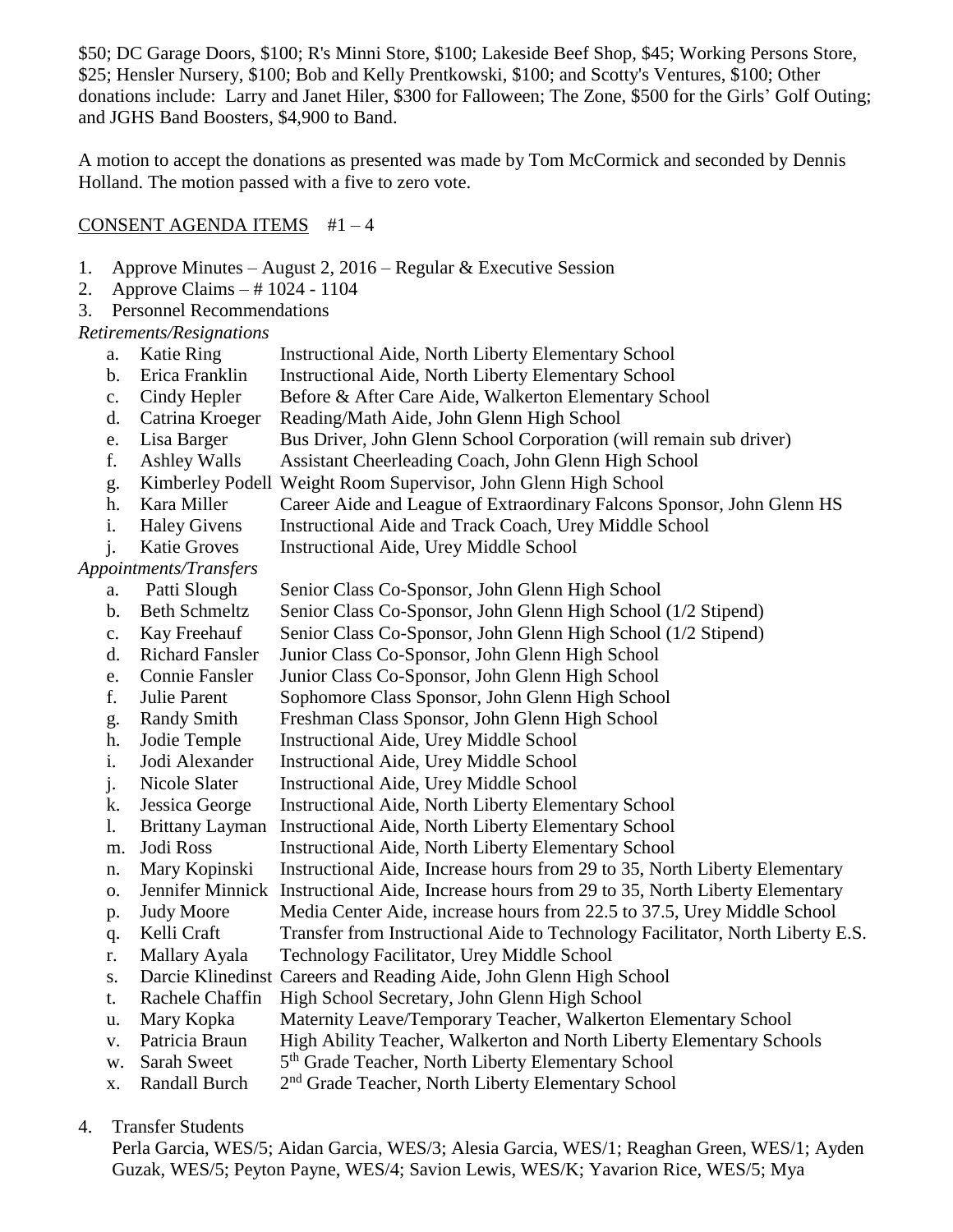$50; DC Garage Doors, $100; R's Minni Store, $100; Lakeside Beef Shop, $45; Working Persons Store, $25; Hensler Nursery, $100; Bob and Kelly Prentkowski, $100; and Scotty's Ventures, $100; Other donations include: Larry and Janet Hiler, $300 for Falloween; The Zone, $500 for the Girls' Golf Outing; and JGHS Band Boosters, $4,900 to Band.

A motion to accept the donations as presented was made by Tom McCormick and seconded by Dennis Holland. The motion passed with a five to zero vote.

CONSENT AGENDA ITEMS #1 – 4

1. Approve Minutes – August 2, 2016 – Regular & Executive Session
2. Approve Claims – # 1024 - 1104
3. Personnel Recommendations

*Retirements/Resignations*

a. Katie Ring — Instructional Aide, North Liberty Elementary School
b. Erica Franklin — Instructional Aide, North Liberty Elementary School
c. Cindy Hepler — Before & After Care Aide, Walkerton Elementary School
d. Catrina Kroeger — Reading/Math Aide, John Glenn High School
e. Lisa Barger — Bus Driver, John Glenn School Corporation (will remain sub driver)
f. Ashley Walls — Assistant Cheerleading Coach, John Glenn High School
g. Kimberley Podell — Weight Room Supervisor, John Glenn High School
h. Kara Miller — Career Aide and League of Extraordinary Falcons Sponsor, John Glenn HS
i. Haley Givens — Instructional Aide and Track Coach, Urey Middle School
j. Katie Groves — Instructional Aide, Urey Middle School

*Appointments/Transfers*

a. Patti Slough — Senior Class Co-Sponsor, John Glenn High School
b. Beth Schmeltz — Senior Class Co-Sponsor, John Glenn High School (1/2 Stipend)
c. Kay Freehauf — Senior Class Co-Sponsor, John Glenn High School (1/2 Stipend)
d. Richard Fansler — Junior Class Co-Sponsor, John Glenn High School
e. Connie Fansler — Junior Class Co-Sponsor, John Glenn High School
f. Julie Parent — Sophomore Class Sponsor, John Glenn High School
g. Randy Smith — Freshman Class Sponsor, John Glenn High School
h. Jodie Temple — Instructional Aide, Urey Middle School
i. Jodi Alexander — Instructional Aide, Urey Middle School
j. Nicole Slater — Instructional Aide, Urey Middle School
k. Jessica George — Instructional Aide, North Liberty Elementary School
l. Brittany Layman — Instructional Aide, North Liberty Elementary School
m. Jodi Ross — Instructional Aide, North Liberty Elementary School
n. Mary Kopinski — Instructional Aide, Increase hours from 29 to 35, North Liberty Elementary
o. Jennifer Minnick — Instructional Aide, Increase hours from 29 to 35, North Liberty Elementary
p. Judy Moore — Media Center Aide, increase hours from 22.5 to 37.5, Urey Middle School
q. Kelli Craft — Transfer from Instructional Aide to Technology Facilitator, North Liberty E.S.
r. Mallary Ayala — Technology Facilitator, Urey Middle School
s. Darcie Klinedinst — Careers and Reading Aide, John Glenn High School
t. Rachele Chaffin — High School Secretary, John Glenn High School
u. Mary Kopka — Maternity Leave/Temporary Teacher, Walkerton Elementary School
v. Patricia Braun — High Ability Teacher, Walkerton and North Liberty Elementary Schools
w. Sarah Sweet — 5th Grade Teacher, North Liberty Elementary School
x. Randall Burch — 2nd Grade Teacher, North Liberty Elementary School

4. Transfer Students

Perla Garcia, WES/5; Aidan Garcia, WES/3; Alesia Garcia, WES/1; Reaghan Green, WES/1; Ayden Guzak, WES/5; Peyton Payne, WES/4; Savion Lewis, WES/K; Yavarion Rice, WES/5; Mya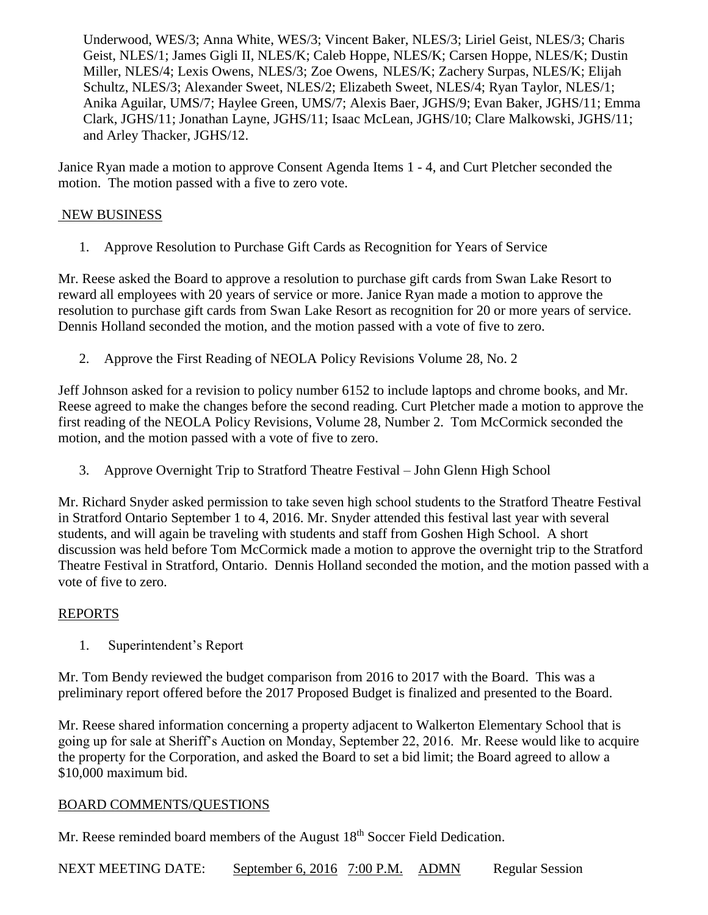Underwood, WES/3; Anna White, WES/3; Vincent Baker, NLES/3; Liriel Geist, NLES/3; Charis Geist, NLES/1; James Gigli II, NLES/K; Caleb Hoppe, NLES/K; Carsen Hoppe, NLES/K; Dustin Miller, NLES/4; Lexis Owens, NLES/3; Zoe Owens, NLES/K; Zachery Surpas, NLES/K; Elijah Schultz, NLES/3; Alexander Sweet, NLES/2; Elizabeth Sweet, NLES/4; Ryan Taylor, NLES/1; Anika Aguilar, UMS/7; Haylee Green, UMS/7; Alexis Baer, JGHS/9; Evan Baker, JGHS/11; Emma Clark, JGHS/11; Jonathan Layne, JGHS/11; Isaac McLean, JGHS/10; Clare Malkowski, JGHS/11; and Arley Thacker, JGHS/12.

Janice Ryan made a motion to approve Consent Agenda Items 1 - 4, and Curt Pletcher seconded the motion. The motion passed with a five to zero vote.

## NEW BUSINESS

1. Approve Resolution to Purchase Gift Cards as Recognition for Years of Service

Mr. Reese asked the Board to approve a resolution to purchase gift cards from Swan Lake Resort to reward all employees with 20 years of service or more. Janice Ryan made a motion to approve the resolution to purchase gift cards from Swan Lake Resort as recognition for 20 or more years of service. Dennis Holland seconded the motion, and the motion passed with a vote of five to zero.

2. Approve the First Reading of NEOLA Policy Revisions Volume 28, No. 2

Jeff Johnson asked for a revision to policy number 6152 to include laptops and chrome books, and Mr. Reese agreed to make the changes before the second reading. Curt Pletcher made a motion to approve the first reading of the NEOLA Policy Revisions, Volume 28, Number 2. Tom McCormick seconded the motion, and the motion passed with a vote of five to zero.

3. Approve Overnight Trip to Stratford Theatre Festival – John Glenn High School

Mr. Richard Snyder asked permission to take seven high school students to the Stratford Theatre Festival in Stratford Ontario September 1 to 4, 2016. Mr. Snyder attended this festival last year with several students, and will again be traveling with students and staff from Goshen High School. A short discussion was held before Tom McCormick made a motion to approve the overnight trip to the Stratford Theatre Festival in Stratford, Ontario. Dennis Holland seconded the motion, and the motion passed with a vote of five to zero.

## REPORTS

1. Superintendent's Report

Mr. Tom Bendy reviewed the budget comparison from 2016 to 2017 with the Board. This was a preliminary report offered before the 2017 Proposed Budget is finalized and presented to the Board.

Mr. Reese shared information concerning a property adjacent to Walkerton Elementary School that is going up for sale at Sheriff's Auction on Monday, September 22, 2016. Mr. Reese would like to acquire the property for the Corporation, and asked the Board to set a bid limit; the Board agreed to allow a $10,000 maximum bid.

## BOARD COMMENTS/QUESTIONS

Mr. Reese reminded board members of the August 18th Soccer Field Dedication.

NEXT MEETING DATE: September 6, 2016 7:00 P.M. ADMN Regular Session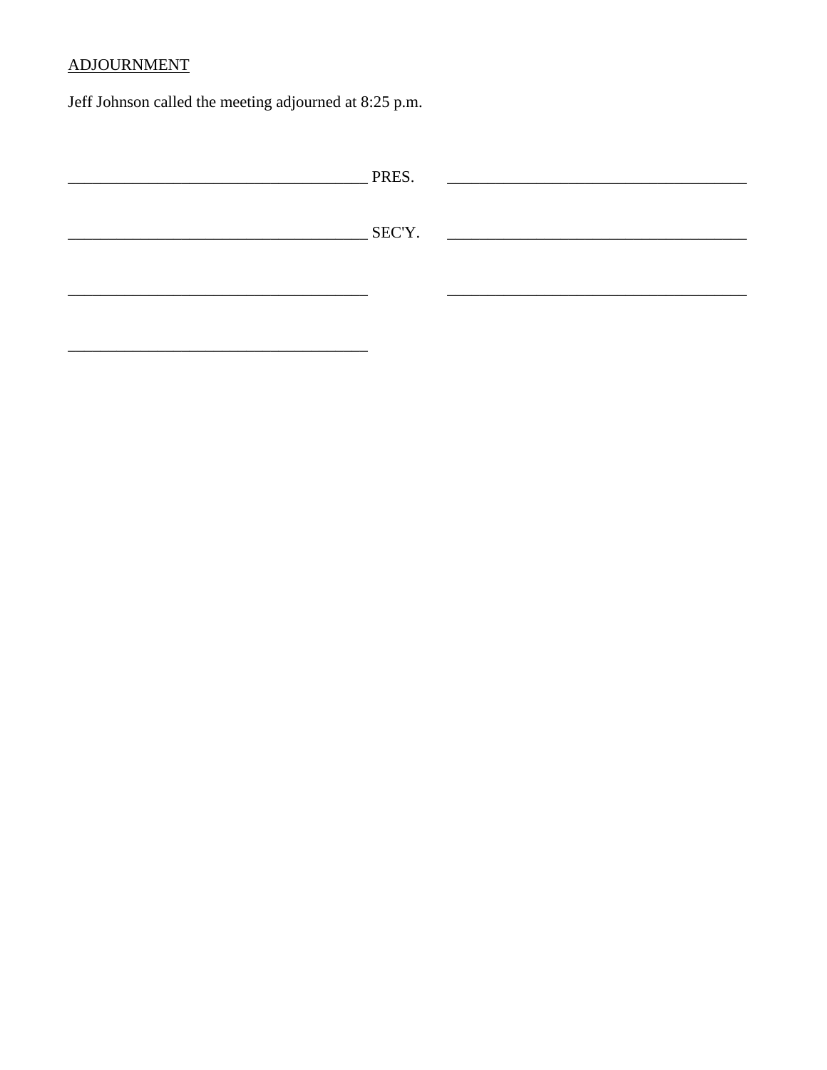<u>ADJOURNMENT</u>

Jeff Johnson called the meeting adjourned at 8:25 p.m.

_____________________________________ PRES.        _____________________________________

_____________________________________ SEC'Y.        _____________________________________

_____________________________________                _____________________________________

_____________________________________